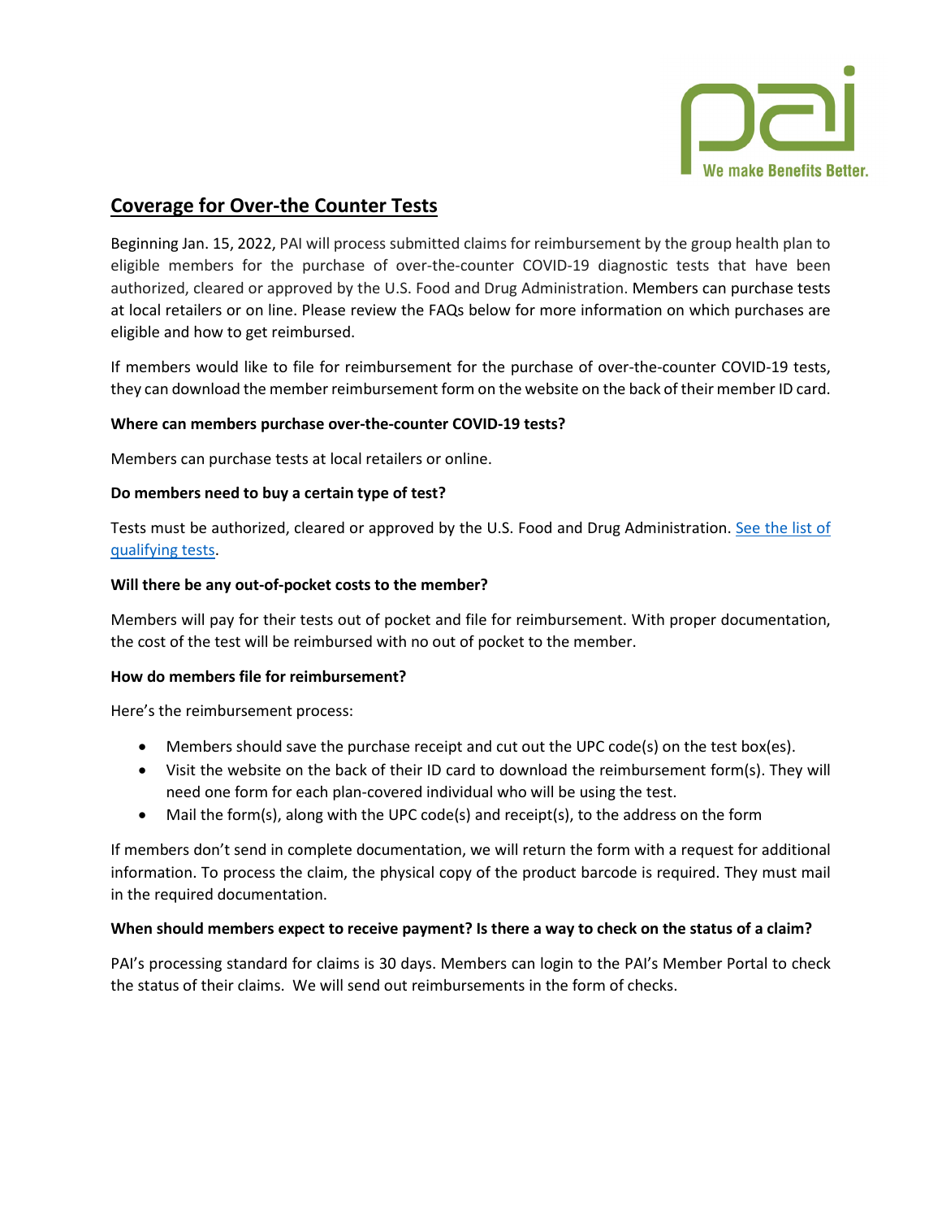pai

We make Benefits Better.

# Coverage for Over-the Counter Tests

Beginning Jan. 15, 2022, PAI will process submitted claims for reimbursement by the group health plan to eligible members for the purchase of over-the-counter COVID-19 diagnostic tests that have been authorized, cleared or approved by the U.S. Food and Drug Administration. Members can purchase tests at local retailers or on line. Please review the FAQs below for more information on which purchases are eligible and how to get reimbursed.

If members would like to file for reimbursement for the purchase of over-the-counter COVID-19 tests, they can download the member reimbursement form on the website on the back of their member ID card.

**Where can members purchase over-the-counter COVID-19 tests?**

Members can purchase tests at local retailers or online.

**Do members need to buy a certain type of test?**

Tests must be authorized, cleared or approved by the U.S. Food and Drug Administration. See the list of qualifying tests.

**Will there be any out-of-pocket costs to the member?**

Members will pay for their tests out of pocket and file for reimbursement. With proper documentation, the cost of the test will be reimbursed with no out of pocket to the member.

**How do members file for reimbursement?**

Here's the reimbursement process:

- Members should save the purchase receipt and cut out the UPC code(s) on the test box(es).
- Visit the website on the back of their ID card to download the reimbursement form(s). They will need one form for each plan-covered individual who will be using the test.
- Mail the form(s), along with the UPC code(s) and receipt(s), to the address on the form

If members don't send in complete documentation, we will return the form with a request for additional information. To process the claim, the physical copy of the product barcode is required. They must mail in the required documentation.

**When should members expect to receive payment? Is there a way to check on the status of a claim?**

PAI's processing standard for claims is 30 days. Members can login to the PAI's Member Portal to check the status of their claims. We will send out reimbursements in the form of checks.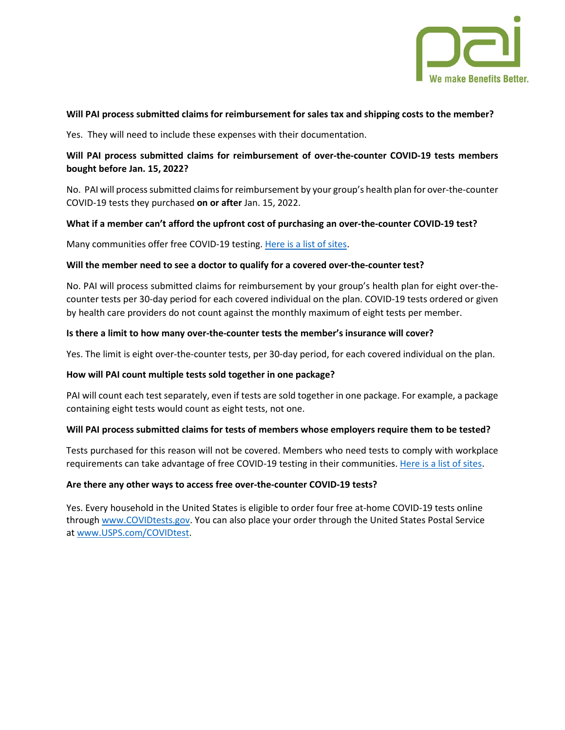**Will PAI process submitted claims for reimbursement for sales tax and shipping costs to the member?**

Yes. They will need to include these expenses with their documentation.

**Will PAI process submitted claims for reimbursement of over-the-counter COVID-19 tests members bought before Jan. 15, 2022?**

No. PAI will process submitted claims for reimbursement by your group's health plan for over-the-counter COVID-19 tests they purchased **on or after** Jan. 15, 2022.

**What if a member can't afford the upfront cost of purchasing an over-the-counter COVID-19 test?**

Many communities offer free COVID-19 testing. Here is a list of sites.

**Will the member need to see a doctor to qualify for a covered over-the-counter test?**

No. PAI will process submitted claims for reimbursement by your group's health plan for eight over-the-counter tests per 30-day period for each covered individual on the plan. COVID-19 tests ordered or given by health care providers do not count against the monthly maximum of eight tests per member.

**Is there a limit to how many over-the-counter tests the member's insurance will cover?**

Yes. The limit is eight over-the-counter tests, per 30-day period, for each covered individual on the plan.

**How will PAI count multiple tests sold together in one package?**

PAI will count each test separately, even if tests are sold together in one package. For example, a package containing eight tests would count as eight tests, not one.

**Will PAI process submitted claims for tests of members whose employers require them to be tested?**

Tests purchased for this reason will not be covered. Members who need tests to comply with workplace requirements can take advantage of free COVID-19 testing in their communities. Here is a list of sites.

**Are there any other ways to access free over-the-counter COVID-19 tests?**

Yes. Every household in the United States is eligible to order four free at-home COVID-19 tests online through www.COVIDtests.gov. You can also place your order through the United States Postal Service at www.USPS.com/COVIDtest.